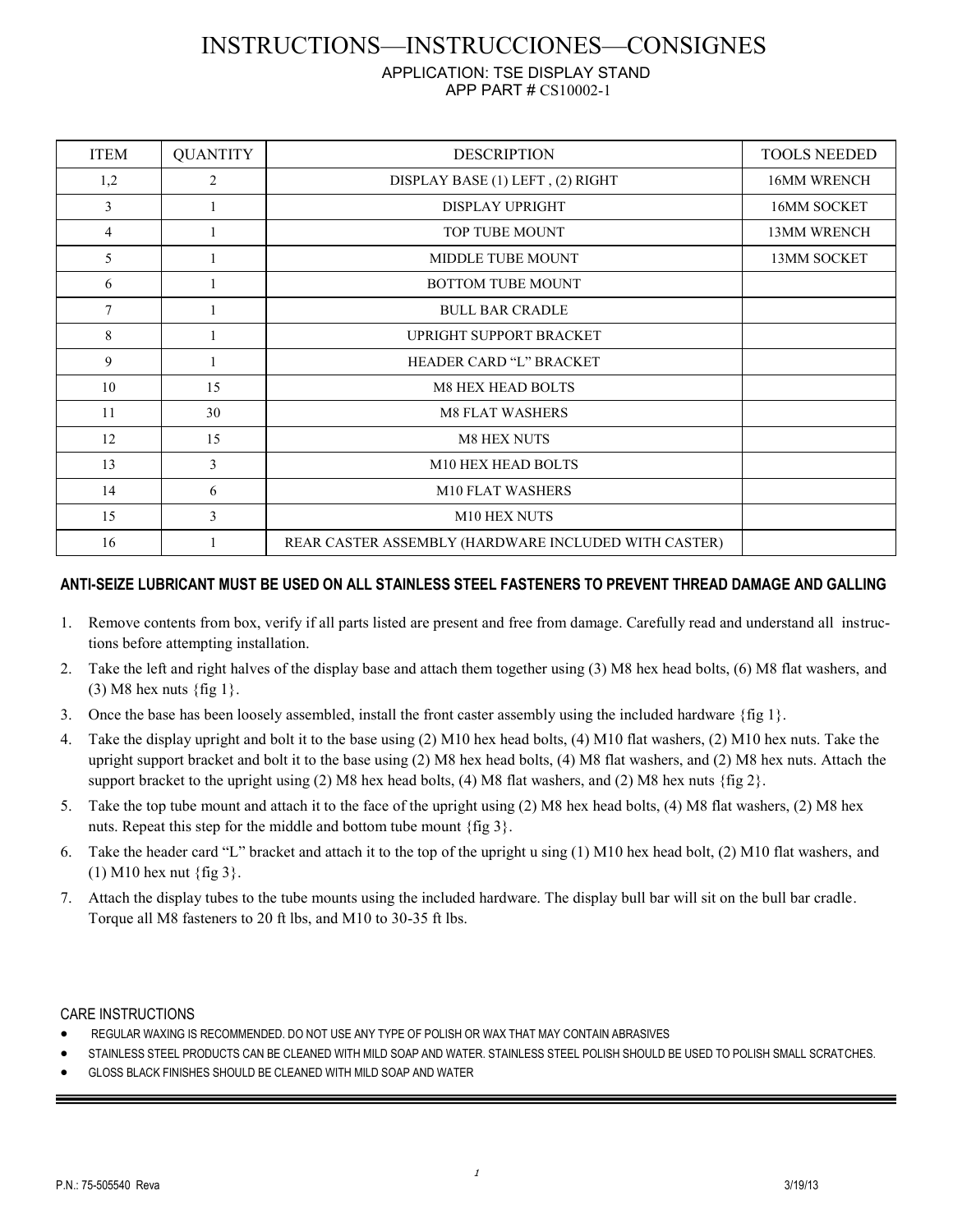# INSTRUCTIONS—INSTRUCCIONES—CONSIGNES

APPLICATION: TSE DISPLAY STAND
APP PART # CS10002-1

| ITEM | QUANTITY | DESCRIPTION | TOOLS NEEDED |
|---|---|---|---|
| 1,2 | 2 | DISPLAY BASE (1) LEFT , (2) RIGHT | 16MM WRENCH |
| 3 | 1 | DISPLAY UPRIGHT | 16MM SOCKET |
| 4 | 1 | TOP TUBE MOUNT | 13MM WRENCH |
| 5 | 1 | MIDDLE TUBE MOUNT | 13MM SOCKET |
| 6 | 1 | BOTTOM TUBE MOUNT | |
| 7 | 1 | BULL BAR CRADLE | |
| 8 | 1 | UPRIGHT SUPPORT BRACKET | |
| 9 | 1 | HEADER CARD "L" BRACKET | |
| 10 | 15 | M8 HEX HEAD BOLTS | |
| 11 | 30 | M8 FLAT WASHERS | |
| 12 | 15 | M8 HEX NUTS | |
| 13 | 3 | M10 HEX HEAD BOLTS | |
| 14 | 6 | M10 FLAT WASHERS | |
| 15 | 3 | M10 HEX NUTS | |
| 16 | 1 | REAR CASTER ASSEMBLY (HARDWARE INCLUDED WITH CASTER) | |

**ANTI-SEIZE LUBRICANT MUST BE USED ON ALL STAINLESS STEEL FASTENERS TO PREVENT THREAD DAMAGE AND GALLING**

1. Remove contents from box, verify if all parts listed are present and free from damage. Carefully read and understand all instructions before attempting installation.
2. Take the left and right halves of the display base and attach them together using (3) M8 hex head bolts, (6) M8 flat washers, and (3) M8 hex nuts {fig 1}.
3. Once the base has been loosely assembled, install the front caster assembly using the included hardware {fig 1}.
4. Take the display upright and bolt it to the base using (2) M10 hex head bolts, (4) M10 flat washers, (2) M10 hex nuts. Take the upright support bracket and bolt it to the base using (2) M8 hex head bolts, (4) M8 flat washers, and (2) M8 hex nuts. Attach the support bracket to the upright using (2) M8 hex head bolts, (4) M8 flat washers, and (2) M8 hex nuts {fig 2}.
5. Take the top tube mount and attach it to the face of the upright using (2) M8 hex head bolts, (4) M8 flat washers, (2) M8 hex nuts. Repeat this step for the middle and bottom tube mount {fig 3}.
6. Take the header card "L" bracket and attach it to the top of the upright u sing (1) M10 hex head bolt, (2) M10 flat washers, and (1) M10 hex nut {fig 3}.
7. Attach the display tubes to the tube mounts using the included hardware. The display bull bar will sit on the bull bar cradle. Torque all M8 fasteners to 20 ft lbs, and M10 to 30-35 ft lbs.

CARE INSTRUCTIONS

- REGULAR WAXING IS RECOMMENDED. DO NOT USE ANY TYPE OF POLISH OR WAX THAT MAY CONTAIN ABRASIVES
- STAINLESS STEEL PRODUCTS CAN BE CLEANED WITH MILD SOAP AND WATER. STAINLESS STEEL POLISH SHOULD BE USED TO POLISH SMALL SCRATCHES.
- GLOSS BLACK FINISHES SHOULD BE CLEANED WITH MILD SOAP AND WATER

P.N.: 75-505540 Reva 3/19/13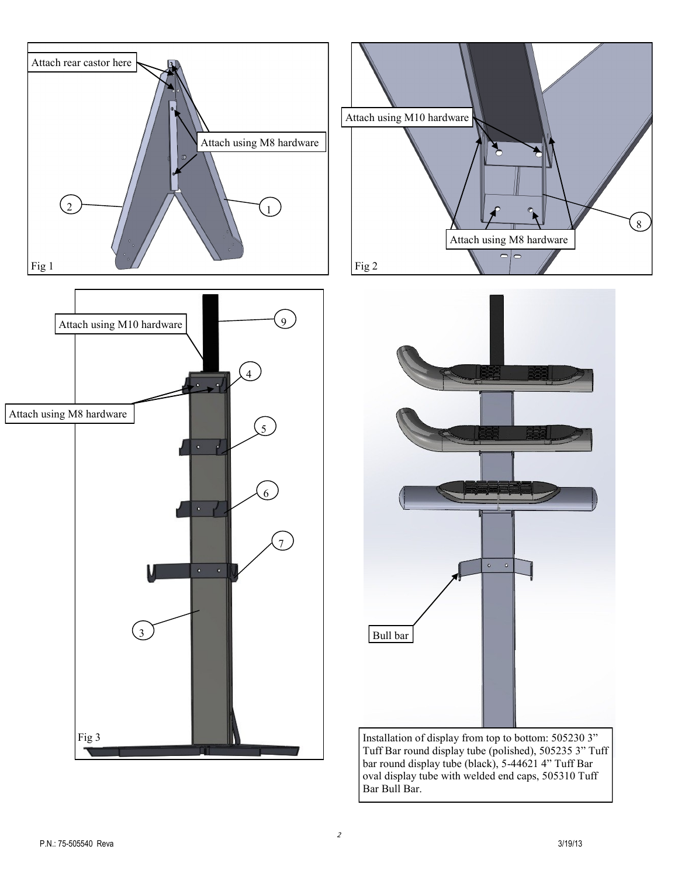Attach rear castor here

Attach using M8 hardware

2

1

Fig 1

Attach using M10 hardware

Attach using M8 hardware

8

Fig 2

Attach using M10 hardware

9

4

Attach using M8 hardware

5

6

7

3

Fig 3

Bull bar

Installation of display from top to bottom: 505230 3" Tuff Bar round display tube (polished), 505235 3" Tuff bar round display tube (black), 5-44621 4" Tuff Bar oval display tube with welded end caps, 505310 Tuff Bar Bull Bar.